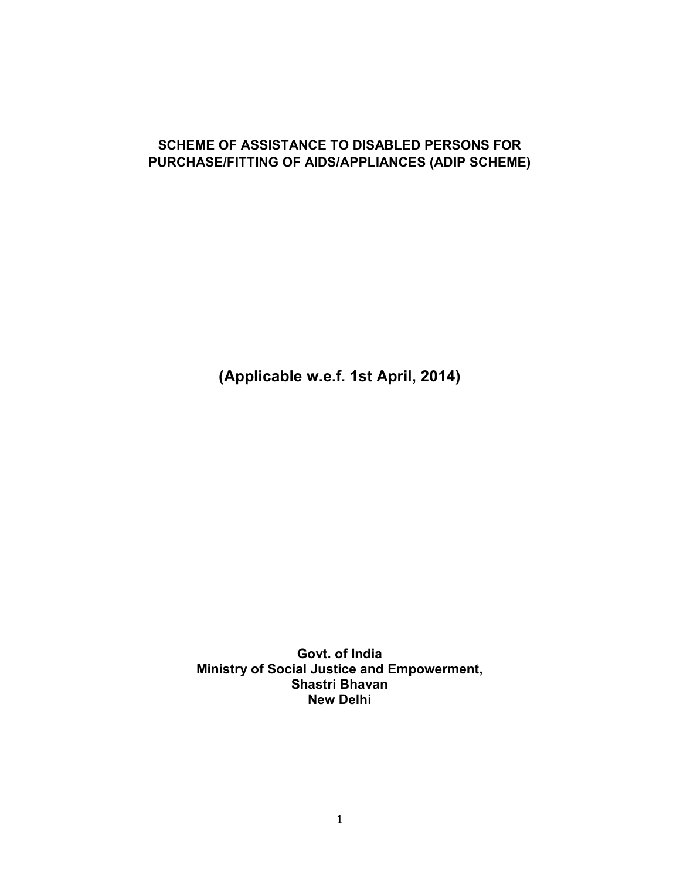# SCHEME OF ASSISTANCE TO DISABLED PERSONS FOR PURCHASE/FITTING OF AIDS/APPLIANCES (ADIP SCHEME)

**(Applicable w.e.f. 1st April, 2014)**

**Govt. of India**
**Ministry of Social Justice and Empowerment,**
**Shastri Bhavan**
**New Delhi**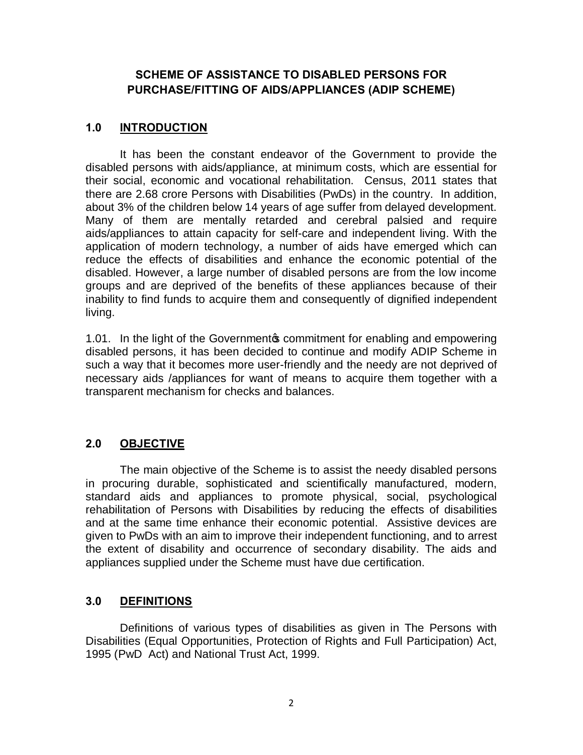# SCHEME OF ASSISTANCE TO DISABLED PERSONS FOR PURCHASE/FITTING OF AIDS/APPLIANCES (ADIP SCHEME)

## 1.0 INTRODUCTION

It has been the constant endeavor of the Government to provide the disabled persons with aids/appliance, at minimum costs, which are essential for their social, economic and vocational rehabilitation. Census, 2011 states that there are 2.68 crore Persons with Disabilities (PwDs) in the country. In addition, about 3% of the children below 14 years of age suffer from delayed development. Many of them are mentally retarded and cerebral palsied and require aids/appliances to attain capacity for self-care and independent living. With the application of modern technology, a number of aids have emerged which can reduce the effects of disabilities and enhance the economic potential of the disabled. However, a large number of disabled persons are from the low income groups and are deprived of the benefits of these appliances because of their inability to find funds to acquire them and consequently of dignified independent living.

1.01. In the light of the Government's commitment for enabling and empowering disabled persons, it has been decided to continue and modify ADIP Scheme in such a way that it becomes more user-friendly and the needy are not deprived of necessary aids /appliances for want of means to acquire them together with a transparent mechanism for checks and balances.

## 2.0 OBJECTIVE

The main objective of the Scheme is to assist the needy disabled persons in procuring durable, sophisticated and scientifically manufactured, modern, standard aids and appliances to promote physical, social, psychological rehabilitation of Persons with Disabilities by reducing the effects of disabilities and at the same time enhance their economic potential. Assistive devices are given to PwDs with an aim to improve their independent functioning, and to arrest the extent of disability and occurrence of secondary disability. The aids and appliances supplied under the Scheme must have due certification.

## 3.0 DEFINITIONS

Definitions of various types of disabilities as given in The Persons with Disabilities (Equal Opportunities, Protection of Rights and Full Participation) Act, 1995 (PwD Act) and National Trust Act, 1999.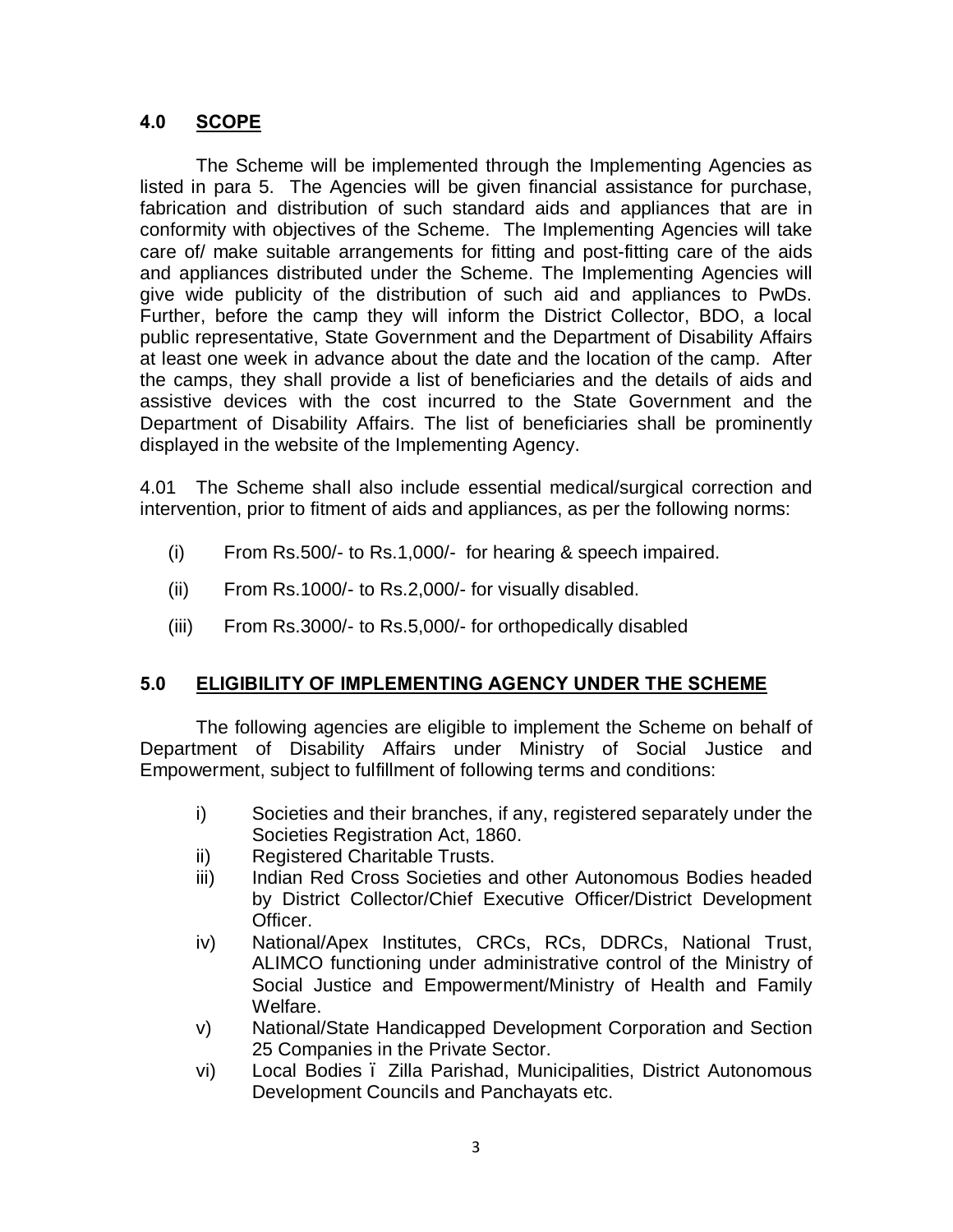## 4.0 SCOPE

The Scheme will be implemented through the Implementing Agencies as listed in para 5. The Agencies will be given financial assistance for purchase, fabrication and distribution of such standard aids and appliances that are in conformity with objectives of the Scheme. The Implementing Agencies will take care of/ make suitable arrangements for fitting and post-fitting care of the aids and appliances distributed under the Scheme. The Implementing Agencies will give wide publicity of the distribution of such aid and appliances to PwDs. Further, before the camp they will inform the District Collector, BDO, a local public representative, State Government and the Department of Disability Affairs at least one week in advance about the date and the location of the camp. After the camps, they shall provide a list of beneficiaries and the details of aids and assistive devices with the cost incurred to the State Government and the Department of Disability Affairs. The list of beneficiaries shall be prominently displayed in the website of the Implementing Agency.

4.01 The Scheme shall also include essential medical/surgical correction and intervention, prior to fitment of aids and appliances, as per the following norms:

- (i) From Rs.500/- to Rs.1,000/- for hearing & speech impaired.
- (ii) From Rs.1000/- to Rs.2,000/- for visually disabled.
- (iii) From Rs.3000/- to Rs.5,000/- for orthopedically disabled

## 5.0 ELIGIBILITY OF IMPLEMENTING AGENCY UNDER THE SCHEME

The following agencies are eligible to implement the Scheme on behalf of Department of Disability Affairs under Ministry of Social Justice and Empowerment, subject to fulfillment of following terms and conditions:

- i) Societies and their branches, if any, registered separately under the Societies Registration Act, 1860.
- ii) Registered Charitable Trusts.
- iii) Indian Red Cross Societies and other Autonomous Bodies headed by District Collector/Chief Executive Officer/District Development Officer.
- iv) National/Apex Institutes, CRCs, RCs, DDRCs, National Trust, ALIMCO functioning under administrative control of the Ministry of Social Justice and Empowerment/Ministry of Health and Family Welfare.
- v) National/State Handicapped Development Corporation and Section 25 Companies in the Private Sector.
- vi) Local Bodies – Zilla Parishad, Municipalities, District Autonomous Development Councils and Panchayats etc.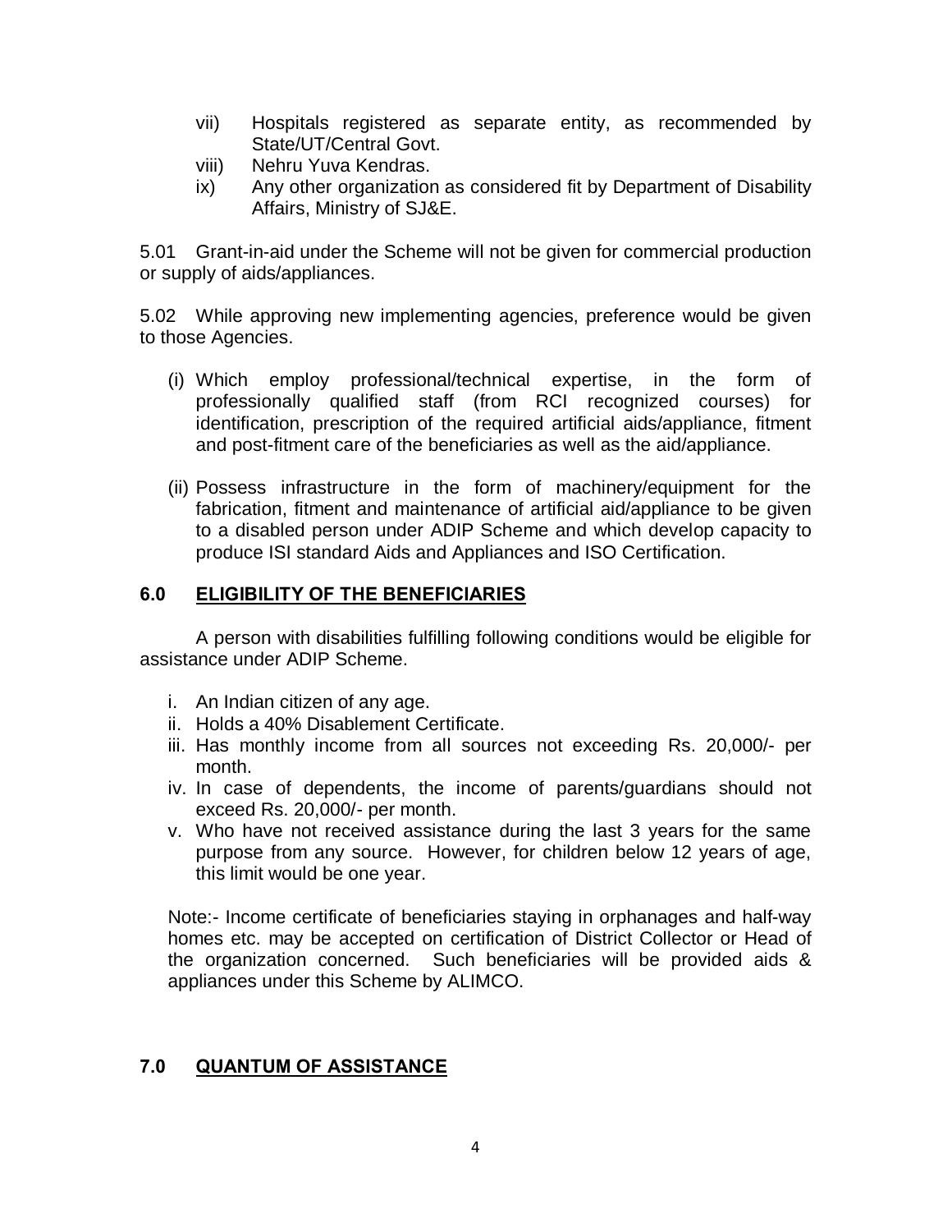vii) Hospitals registered as separate entity, as recommended by State/UT/Central Govt.

viii) Nehru Yuva Kendras.

ix) Any other organization as considered fit by Department of Disability Affairs, Ministry of SJ&E.

5.01 Grant-in-aid under the Scheme will not be given for commercial production or supply of aids/appliances.

5.02 While approving new implementing agencies, preference would be given to those Agencies.

(i) Which employ professional/technical expertise, in the form of professionally qualified staff (from RCI recognized courses) for identification, prescription of the required artificial aids/appliance, fitment and post-fitment care of the beneficiaries as well as the aid/appliance.

(ii) Possess infrastructure in the form of machinery/equipment for the fabrication, fitment and maintenance of artificial aid/appliance to be given to a disabled person under ADIP Scheme and which develop capacity to produce ISI standard Aids and Appliances and ISO Certification.

## 6.0 ELIGIBILITY OF THE BENEFICIARIES

A person with disabilities fulfilling following conditions would be eligible for assistance under ADIP Scheme.

i. An Indian citizen of any age.
ii. Holds a 40% Disablement Certificate.
iii. Has monthly income from all sources not exceeding Rs. 20,000/- per month.
iv. In case of dependents, the income of parents/guardians should not exceed Rs. 20,000/- per month.
v. Who have not received assistance during the last 3 years for the same purpose from any source. However, for children below 12 years of age, this limit would be one year.

Note:- Income certificate of beneficiaries staying in orphanages and half-way homes etc. may be accepted on certification of District Collector or Head of the organization concerned. Such beneficiaries will be provided aids & appliances under this Scheme by ALIMCO.

## 7.0 QUANTUM OF ASSISTANCE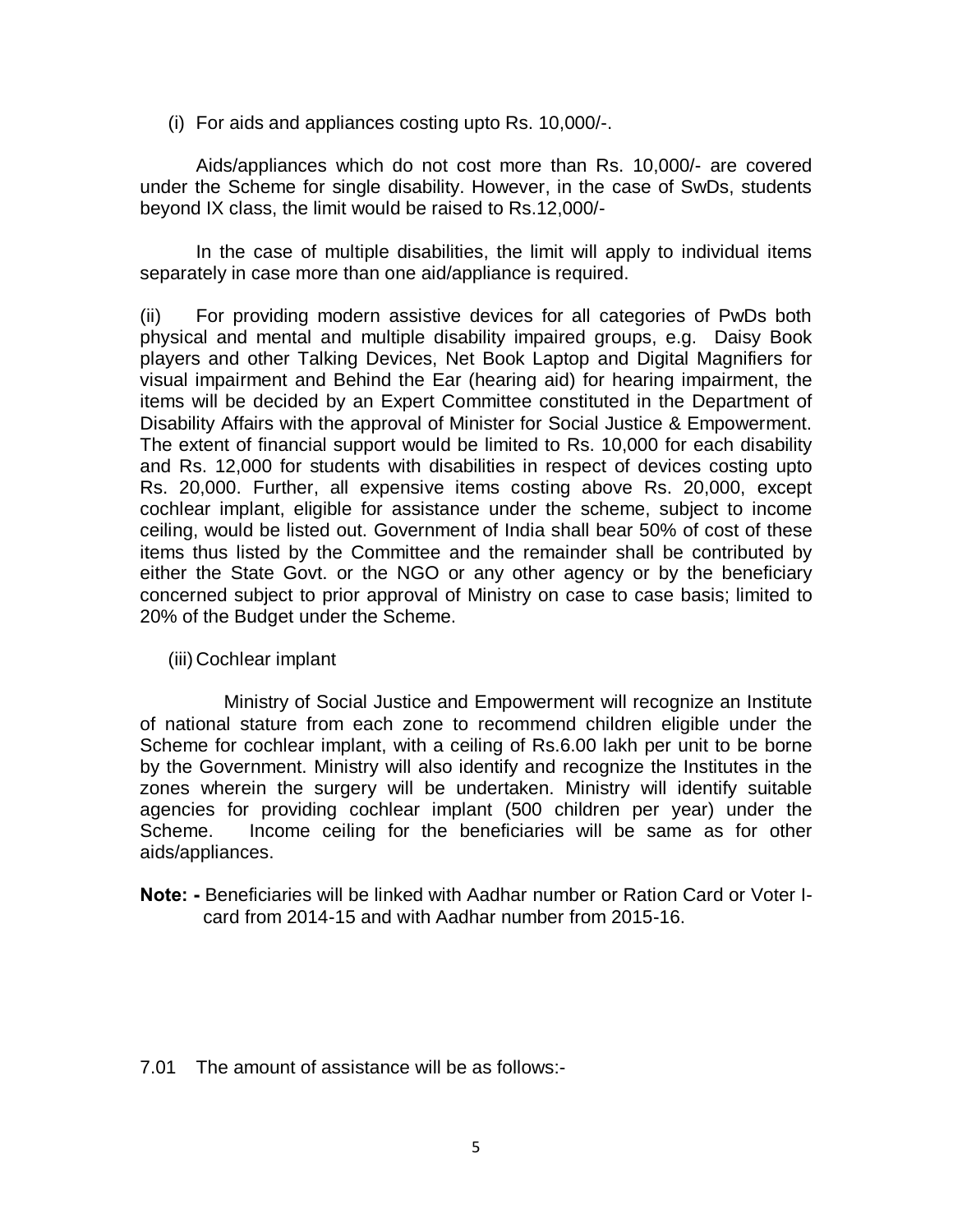(i) For aids and appliances costing upto Rs. 10,000/-.

Aids/appliances which do not cost more than Rs. 10,000/- are covered under the Scheme for single disability. However, in the case of SwDs, students beyond IX class, the limit would be raised to Rs.12,000/-

In the case of multiple disabilities, the limit will apply to individual items separately in case more than one aid/appliance is required.

(ii) For providing modern assistive devices for all categories of PwDs both physical and mental and multiple disability impaired groups, e.g. Daisy Book players and other Talking Devices, Net Book Laptop and Digital Magnifiers for visual impairment and Behind the Ear (hearing aid) for hearing impairment, the items will be decided by an Expert Committee constituted in the Department of Disability Affairs with the approval of Minister for Social Justice & Empowerment. The extent of financial support would be limited to Rs. 10,000 for each disability and Rs. 12,000 for students with disabilities in respect of devices costing upto Rs. 20,000. Further, all expensive items costing above Rs. 20,000, except cochlear implant, eligible for assistance under the scheme, subject to income ceiling, would be listed out. Government of India shall bear 50% of cost of these items thus listed by the Committee and the remainder shall be contributed by either the State Govt. or the NGO or any other agency or by the beneficiary concerned subject to prior approval of Ministry on case to case basis; limited to 20% of the Budget under the Scheme.

(iii) Cochlear implant

Ministry of Social Justice and Empowerment will recognize an Institute of national stature from each zone to recommend children eligible under the Scheme for cochlear implant, with a ceiling of Rs.6.00 lakh per unit to be borne by the Government. Ministry will also identify and recognize the Institutes in the zones wherein the surgery will be undertaken. Ministry will identify suitable agencies for providing cochlear implant (500 children per year) under the Scheme. Income ceiling for the beneficiaries will be same as for other aids/appliances.

**Note: -** Beneficiaries will be linked with Aadhar number or Ration Card or Voter I-card from 2014-15 and with Aadhar number from 2015-16.

7.01 The amount of assistance will be as follows:-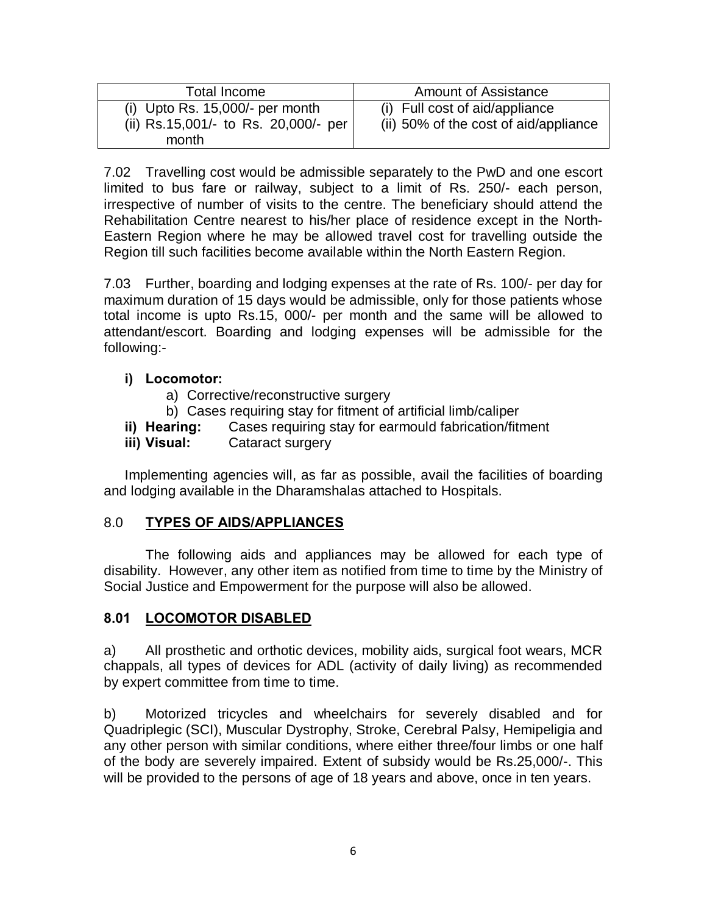| Total Income | Amount of Assistance |
|---|---|
| (i) Upto Rs. 15,000/- per month<br>(ii) Rs.15,001/- to Rs. 20,000/- per month | (i) Full cost of aid/appliance<br>(ii) 50% of the cost of aid/appliance |

7.02 Travelling cost would be admissible separately to the PwD and one escort limited to bus fare or railway, subject to a limit of Rs. 250/- each person, irrespective of number of visits to the centre. The beneficiary should attend the Rehabilitation Centre nearest to his/her place of residence except in the North-Eastern Region where he may be allowed travel cost for travelling outside the Region till such facilities become available within the North Eastern Region.

7.03 Further, boarding and lodging expenses at the rate of Rs. 100/- per day for maximum duration of 15 days would be admissible, only for those patients whose total income is upto Rs.15, 000/- per month and the same will be allowed to attendant/escort. Boarding and lodging expenses will be admissible for the following:-

**i) Locomotor:**
  a) Corrective/reconstructive surgery
  b) Cases requiring stay for fitment of artificial limb/caliper

**ii) Hearing:** Cases requiring stay for earmould fabrication/fitment

**iii) Visual:** Cataract surgery

Implementing agencies will, as far as possible, avail the facilities of boarding and lodging available in the Dharamshalas attached to Hospitals.

## 8.0 <u>TYPES OF AIDS/APPLIANCES</u>

The following aids and appliances may be allowed for each type of disability. However, any other item as notified from time to time by the Ministry of Social Justice and Empowerment for the purpose will also be allowed.

### 8.01 <u>LOCOMOTOR DISABLED</u>

a) All prosthetic and orthotic devices, mobility aids, surgical foot wears, MCR chappals, all types of devices for ADL (activity of daily living) as recommended by expert committee from time to time.

b) Motorized tricycles and wheelchairs for severely disabled and for Quadriplegic (SCI), Muscular Dystrophy, Stroke, Cerebral Palsy, Hemipeligia and any other person with similar conditions, where either three/four limbs or one half of the body are severely impaired. Extent of subsidy would be Rs.25,000/-. This will be provided to the persons of age of 18 years and above, once in ten years.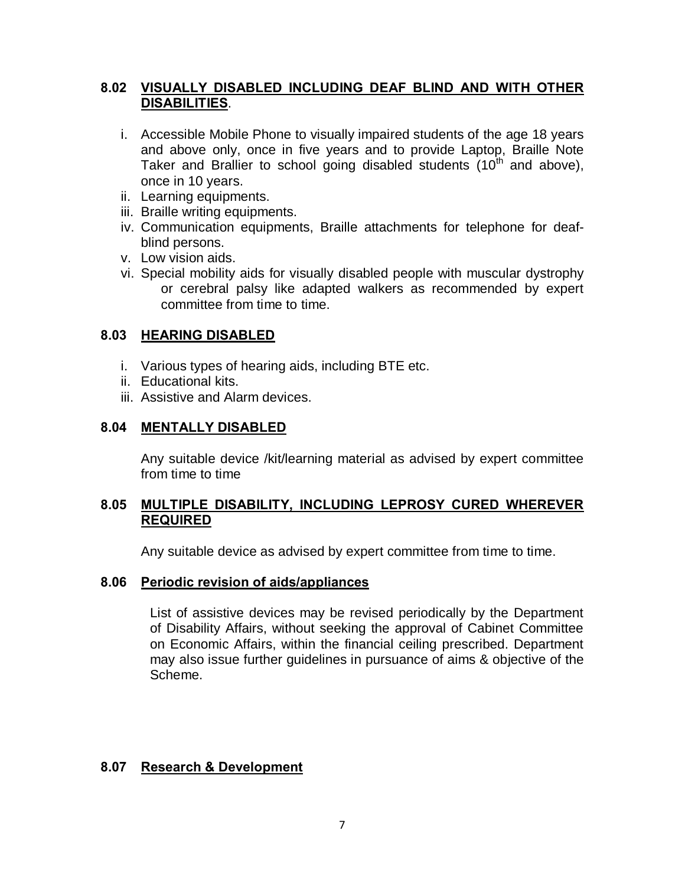### 8.02 VISUALLY DISABLED INCLUDING DEAF BLIND AND WITH OTHER DISABILITIES.

i. Accessible Mobile Phone to visually impaired students of the age 18 years and above only, once in five years and to provide Laptop, Braille Note Taker and Brallier to school going disabled students (10th and above), once in 10 years.
ii. Learning equipments.
iii. Braille writing equipments.
iv. Communication equipments, Braille attachments for telephone for deaf-blind persons.
v. Low vision aids.
vi. Special mobility aids for visually disabled people with muscular dystrophy or cerebral palsy like adapted walkers as recommended by expert committee from time to time.

### 8.03 HEARING DISABLED

i. Various types of hearing aids, including BTE etc.
ii. Educational kits.
iii. Assistive and Alarm devices.

### 8.04 MENTALLY DISABLED

Any suitable device /kit/learning material as advised by expert committee from time to time

### 8.05 MULTIPLE DISABILITY, INCLUDING LEPROSY CURED WHEREVER REQUIRED

Any suitable device as advised by expert committee from time to time.

### 8.06 Periodic revision of aids/appliances

List of assistive devices may be revised periodically by the Department of Disability Affairs, without seeking the approval of Cabinet Committee on Economic Affairs, within the financial ceiling prescribed. Department may also issue further guidelines in pursuance of aims & objective of the Scheme.

### 8.07 Research & Development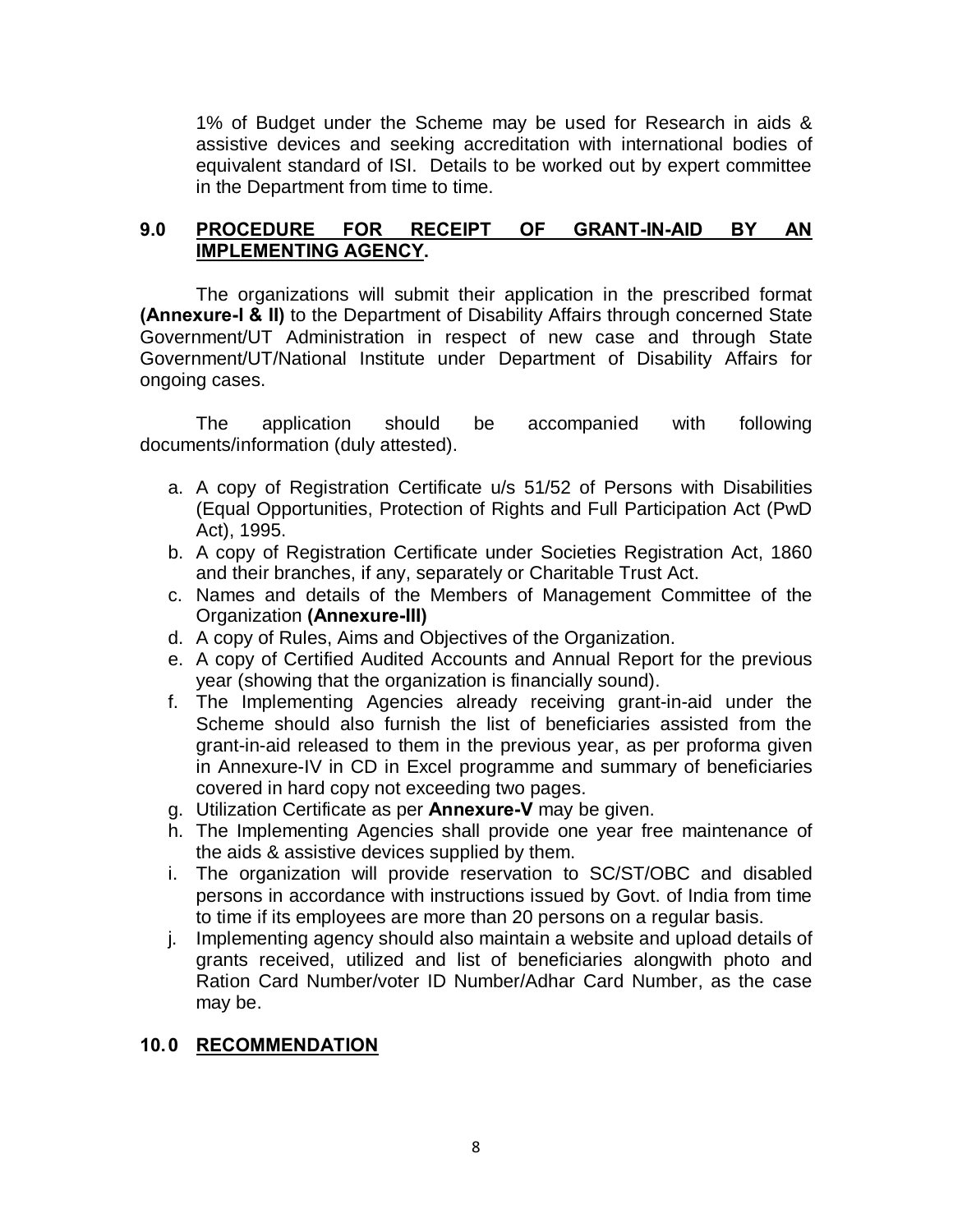1% of Budget under the Scheme may be used for Research in aids & assistive devices and seeking accreditation with international bodies of equivalent standard of ISI. Details to be worked out by expert committee in the Department from time to time.

## 9.0 PROCEDURE FOR RECEIPT OF GRANT-IN-AID BY AN IMPLEMENTING AGENCY.

The organizations will submit their application in the prescribed format **(Annexure-I & II)** to the Department of Disability Affairs through concerned State Government/UT Administration in respect of new case and through State Government/UT/National Institute under Department of Disability Affairs for ongoing cases.

The application should be accompanied with following documents/information (duly attested).

a. A copy of Registration Certificate u/s 51/52 of Persons with Disabilities (Equal Opportunities, Protection of Rights and Full Participation Act (PwD Act), 1995.
b. A copy of Registration Certificate under Societies Registration Act, 1860 and their branches, if any, separately or Charitable Trust Act.
c. Names and details of the Members of Management Committee of the Organization **(Annexure-III)**
d. A copy of Rules, Aims and Objectives of the Organization.
e. A copy of Certified Audited Accounts and Annual Report for the previous year (showing that the organization is financially sound).
f. The Implementing Agencies already receiving grant-in-aid under the Scheme should also furnish the list of beneficiaries assisted from the grant-in-aid released to them in the previous year, as per proforma given in Annexure-IV in CD in Excel programme and summary of beneficiaries covered in hard copy not exceeding two pages.
g. Utilization Certificate as per **Annexure-V** may be given.
h. The Implementing Agencies shall provide one year free maintenance of the aids & assistive devices supplied by them.
i. The organization will provide reservation to SC/ST/OBC and disabled persons in accordance with instructions issued by Govt. of India from time to time if its employees are more than 20 persons on a regular basis.
j. Implementing agency should also maintain a website and upload details of grants received, utilized and list of beneficiaries alongwith photo and Ration Card Number/voter ID Number/Adhar Card Number, as the case may be.

## 10.0 RECOMMENDATION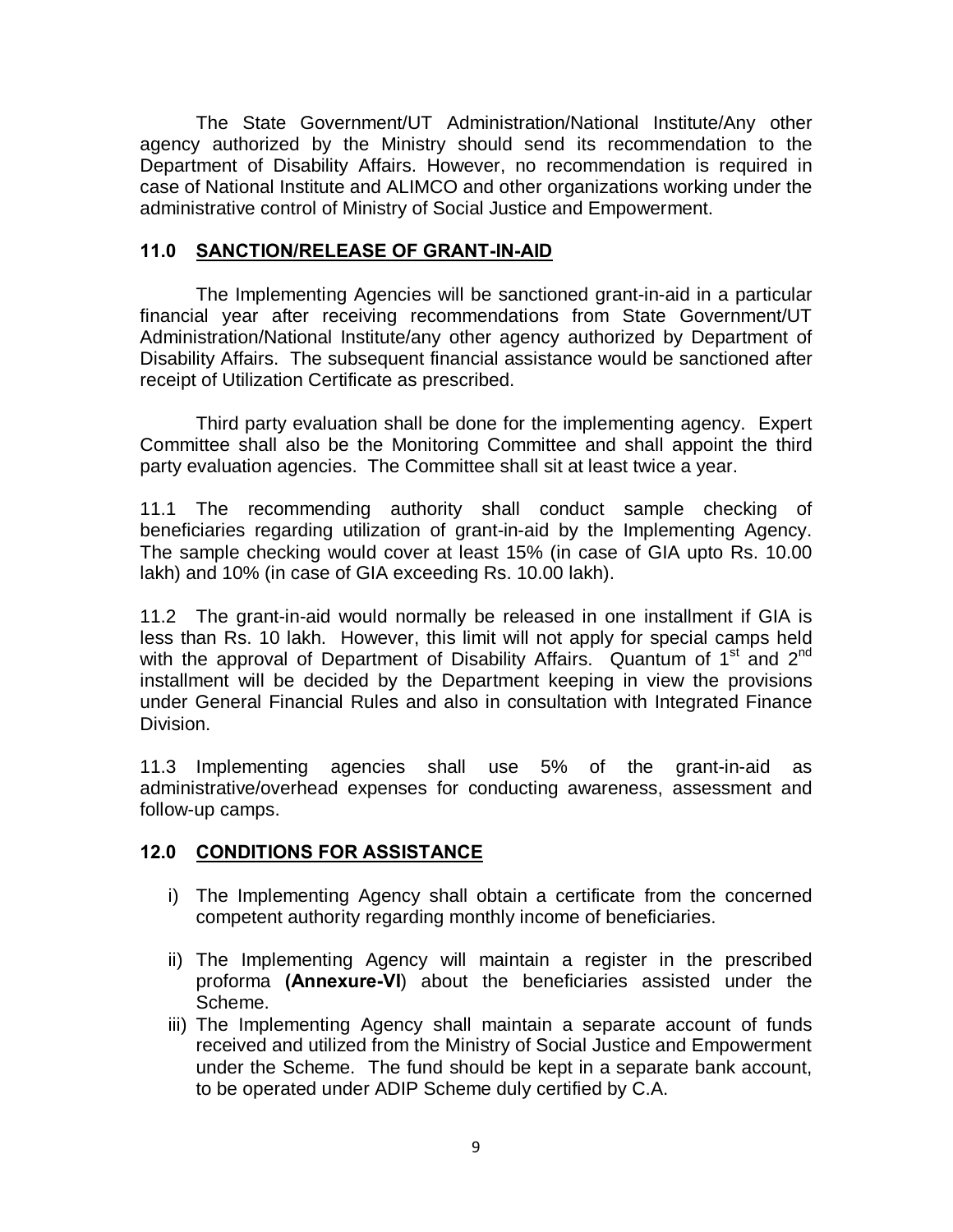The State Government/UT Administration/National Institute/Any other agency authorized by the Ministry should send its recommendation to the Department of Disability Affairs. However, no recommendation is required in case of National Institute and ALIMCO and other organizations working under the administrative control of Ministry of Social Justice and Empowerment.

## 11.0 SANCTION/RELEASE OF GRANT-IN-AID

The Implementing Agencies will be sanctioned grant-in-aid in a particular financial year after receiving recommendations from State Government/UT Administration/National Institute/any other agency authorized by Department of Disability Affairs. The subsequent financial assistance would be sanctioned after receipt of Utilization Certificate as prescribed.

Third party evaluation shall be done for the implementing agency. Expert Committee shall also be the Monitoring Committee and shall appoint the third party evaluation agencies. The Committee shall sit at least twice a year.

11.1 The recommending authority shall conduct sample checking of beneficiaries regarding utilization of grant-in-aid by the Implementing Agency. The sample checking would cover at least 15% (in case of GIA upto Rs. 10.00 lakh) and 10% (in case of GIA exceeding Rs. 10.00 lakh).

11.2 The grant-in-aid would normally be released in one installment if GIA is less than Rs. 10 lakh. However, this limit will not apply for special camps held with the approval of Department of Disability Affairs. Quantum of 1st and 2nd installment will be decided by the Department keeping in view the provisions under General Financial Rules and also in consultation with Integrated Finance Division.

11.3 Implementing agencies shall use 5% of the grant-in-aid as administrative/overhead expenses for conducting awareness, assessment and follow-up camps.

## 12.0 CONDITIONS FOR ASSISTANCE

i) The Implementing Agency shall obtain a certificate from the concerned competent authority regarding monthly income of beneficiaries.

ii) The Implementing Agency will maintain a register in the prescribed proforma **(Annexure-VI**) about the beneficiaries assisted under the Scheme.

iii) The Implementing Agency shall maintain a separate account of funds received and utilized from the Ministry of Social Justice and Empowerment under the Scheme. The fund should be kept in a separate bank account, to be operated under ADIP Scheme duly certified by C.A.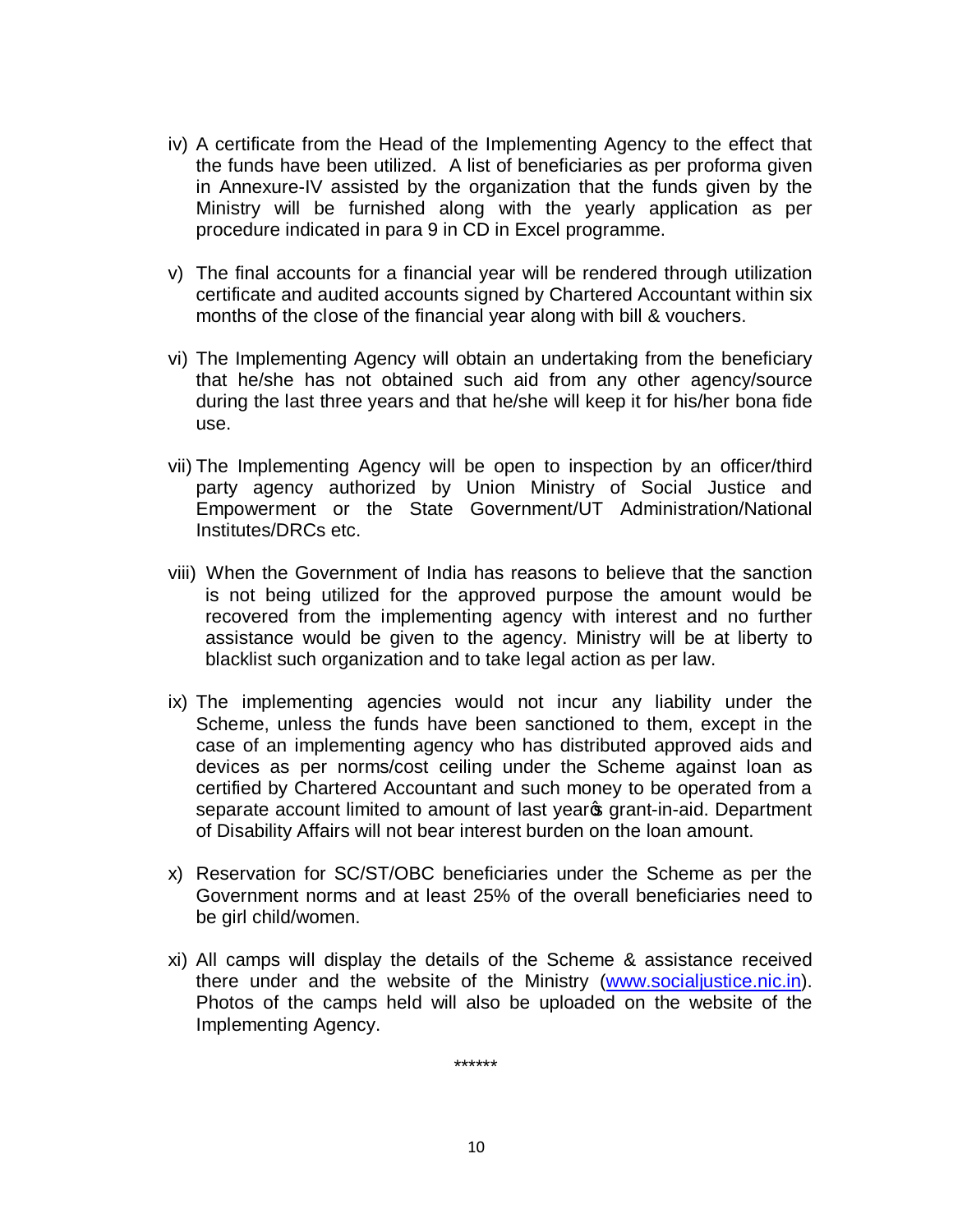iv) A certificate from the Head of the Implementing Agency to the effect that the funds have been utilized. A list of beneficiaries as per proforma given in Annexure-IV assisted by the organization that the funds given by the Ministry will be furnished along with the yearly application as per procedure indicated in para 9 in CD in Excel programme.

v) The final accounts for a financial year will be rendered through utilization certificate and audited accounts signed by Chartered Accountant within six months of the close of the financial year along with bill & vouchers.

vi) The Implementing Agency will obtain an undertaking from the beneficiary that he/she has not obtained such aid from any other agency/source during the last three years and that he/she will keep it for his/her bona fide use.

vii) The Implementing Agency will be open to inspection by an officer/third party agency authorized by Union Ministry of Social Justice and Empowerment or the State Government/UT Administration/National Institutes/DRCs etc.

viii) When the Government of India has reasons to believe that the sanction is not being utilized for the approved purpose the amount would be recovered from the implementing agency with interest and no further assistance would be given to the agency. Ministry will be at liberty to blacklist such organization and to take legal action as per law.

ix) The implementing agencies would not incur any liability under the Scheme, unless the funds have been sanctioned to them, except in the case of an implementing agency who has distributed approved aids and devices as per norms/cost ceiling under the Scheme against loan as certified by Chartered Accountant and such money to be operated from a separate account limited to amount of last year's grant-in-aid. Department of Disability Affairs will not bear interest burden on the loan amount.

x) Reservation for SC/ST/OBC beneficiaries under the Scheme as per the Government norms and at least 25% of the overall beneficiaries need to be girl child/women.

xi) All camps will display the details of the Scheme & assistance received there under and the website of the Ministry (www.socialjustice.nic.in). Photos of the camps held will also be uploaded on the website of the Implementing Agency.

******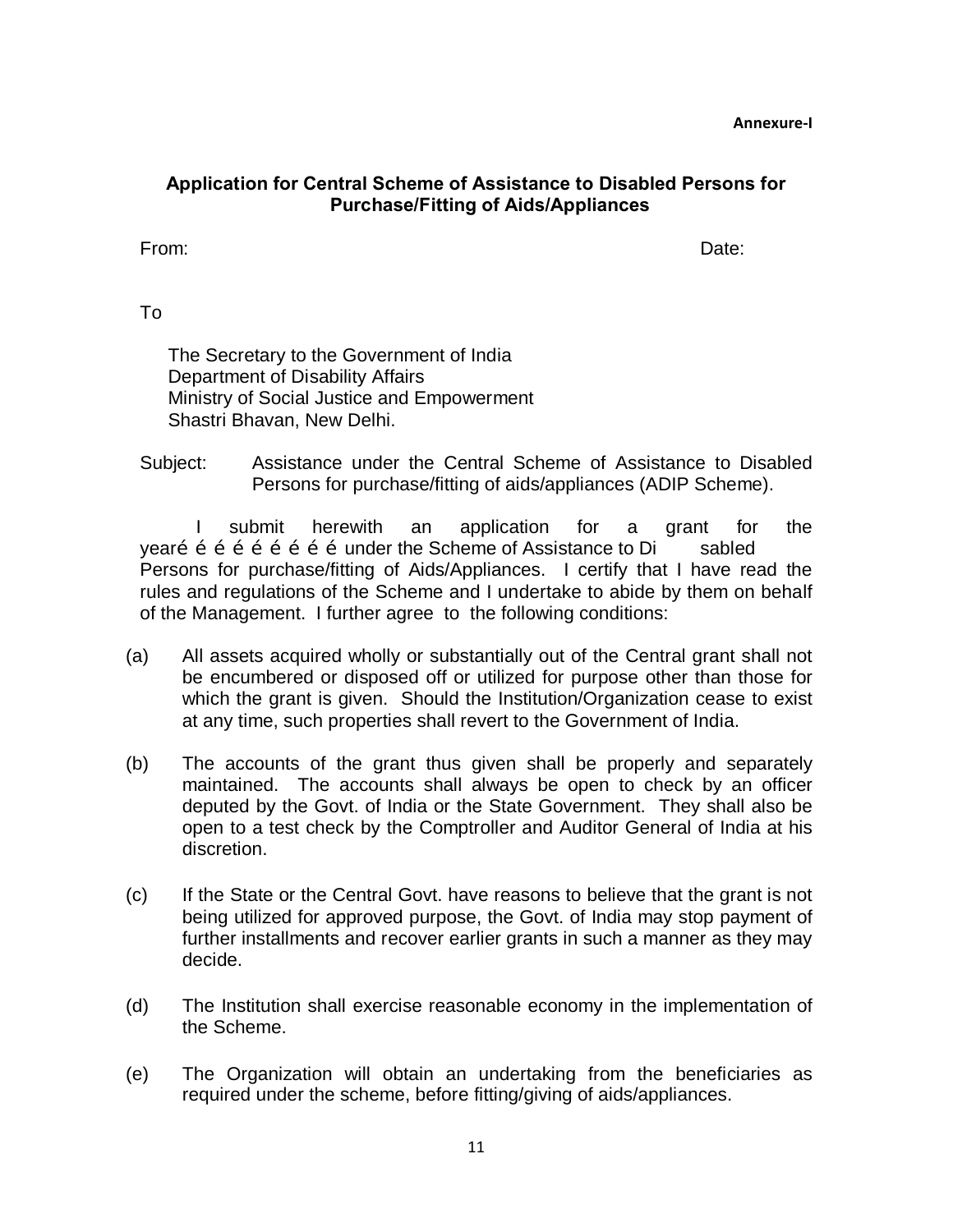**Annexure-I**

## Application for Central Scheme of Assistance to Disabled Persons for Purchase/Fitting of Aids/Appliances

From: Date:

To

The Secretary to the Government of India
Department of Disability Affairs
Ministry of Social Justice and Empowerment
Shastri Bhavan, New Delhi.

Subject: Assistance under the Central Scheme of Assistance to Disabled Persons for purchase/fitting of aids/appliances (ADIP Scheme).

I submit herewith an application for a grant for the yearé é é é é é é é é under the Scheme of Assistance to Di sabled Persons for purchase/fitting of Aids/Appliances. I certify that I have read the rules and regulations of the Scheme and I undertake to abide by them on behalf of the Management. I further agree to the following conditions:

(a) All assets acquired wholly or substantially out of the Central grant shall not be encumbered or disposed off or utilized for purpose other than those for which the grant is given. Should the Institution/Organization cease to exist at any time, such properties shall revert to the Government of India.

(b) The accounts of the grant thus given shall be properly and separately maintained. The accounts shall always be open to check by an officer deputed by the Govt. of India or the State Government. They shall also be open to a test check by the Comptroller and Auditor General of India at his discretion.

(c) If the State or the Central Govt. have reasons to believe that the grant is not being utilized for approved purpose, the Govt. of India may stop payment of further installments and recover earlier grants in such a manner as they may decide.

(d) The Institution shall exercise reasonable economy in the implementation of the Scheme.

(e) The Organization will obtain an undertaking from the beneficiaries as required under the scheme, before fitting/giving of aids/appliances.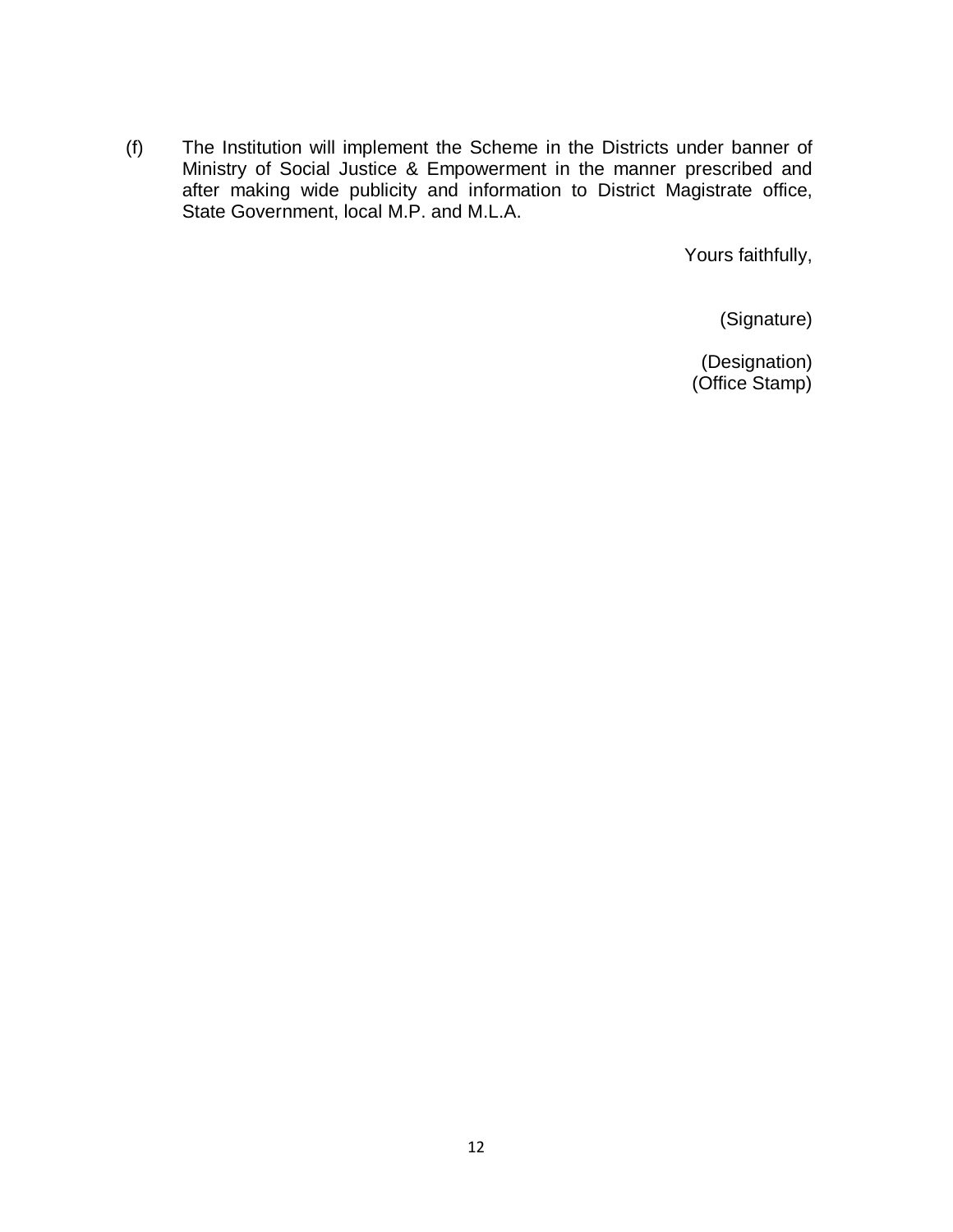(f) The Institution will implement the Scheme in the Districts under banner of Ministry of Social Justice & Empowerment in the manner prescribed and after making wide publicity and information to District Magistrate office, State Government, local M.P. and M.L.A.

Yours faithfully,

(Signature)

(Designation)
(Office Stamp)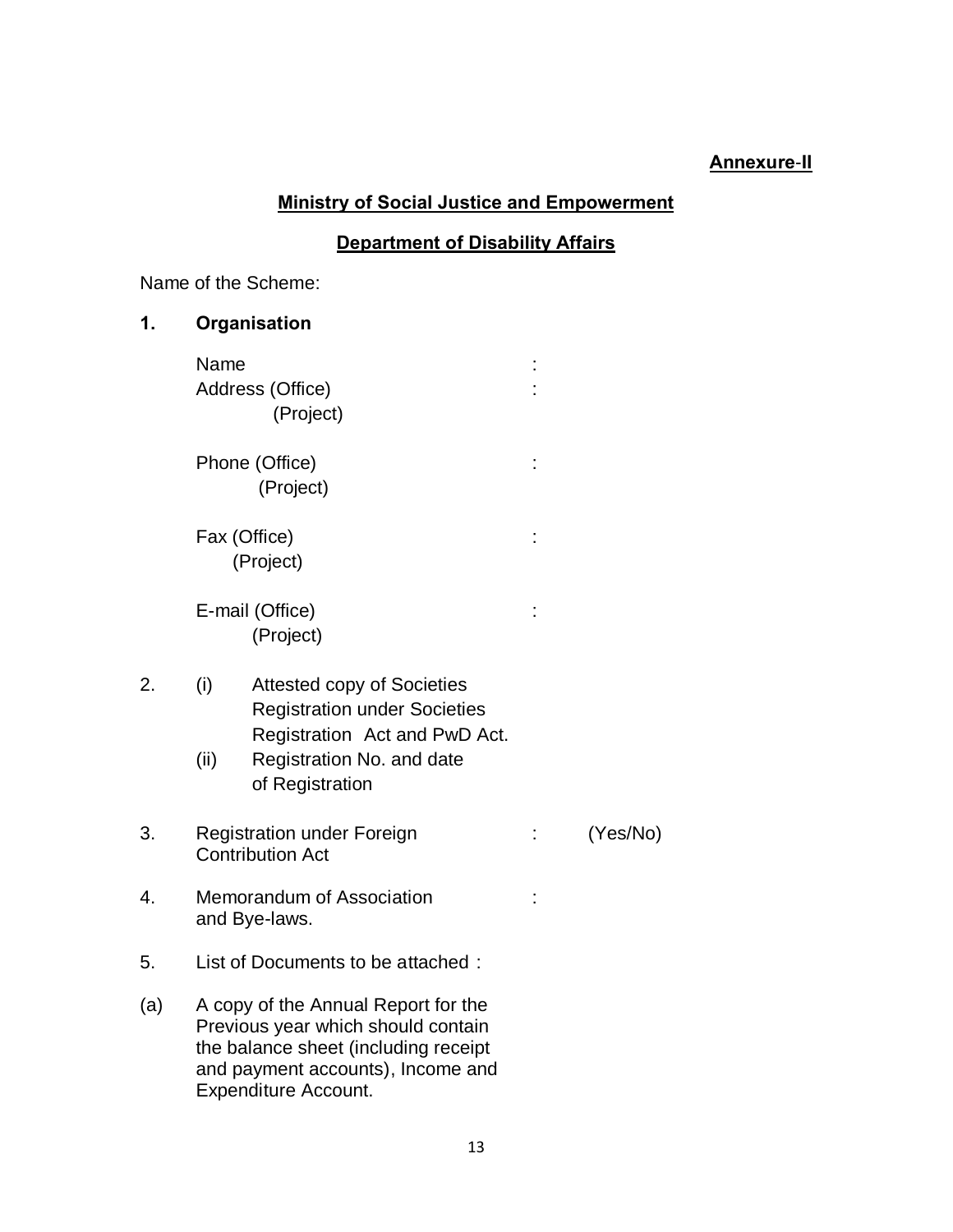**Annexure-II**

**Ministry of Social Justice and Empowerment**

**Department of Disability Affairs**

Name of the Scheme:

**1. Organisation**

Name :

Address (Office) :

(Project)

Phone (Office) :

(Project)

Fax (Office) :

(Project)

E-mail (Office) :

(Project)

2. (i) Attested copy of Societies Registration under Societies Registration Act and PwD Act.

   (ii) Registration No. and date of Registration

3. Registration under Foreign Contribution Act : (Yes/No)

4. Memorandum of Association and Bye-laws. :

5. List of Documents to be attached :

(a) A copy of the Annual Report for the Previous year which should contain the balance sheet (including receipt and payment accounts), Income and Expenditure Account.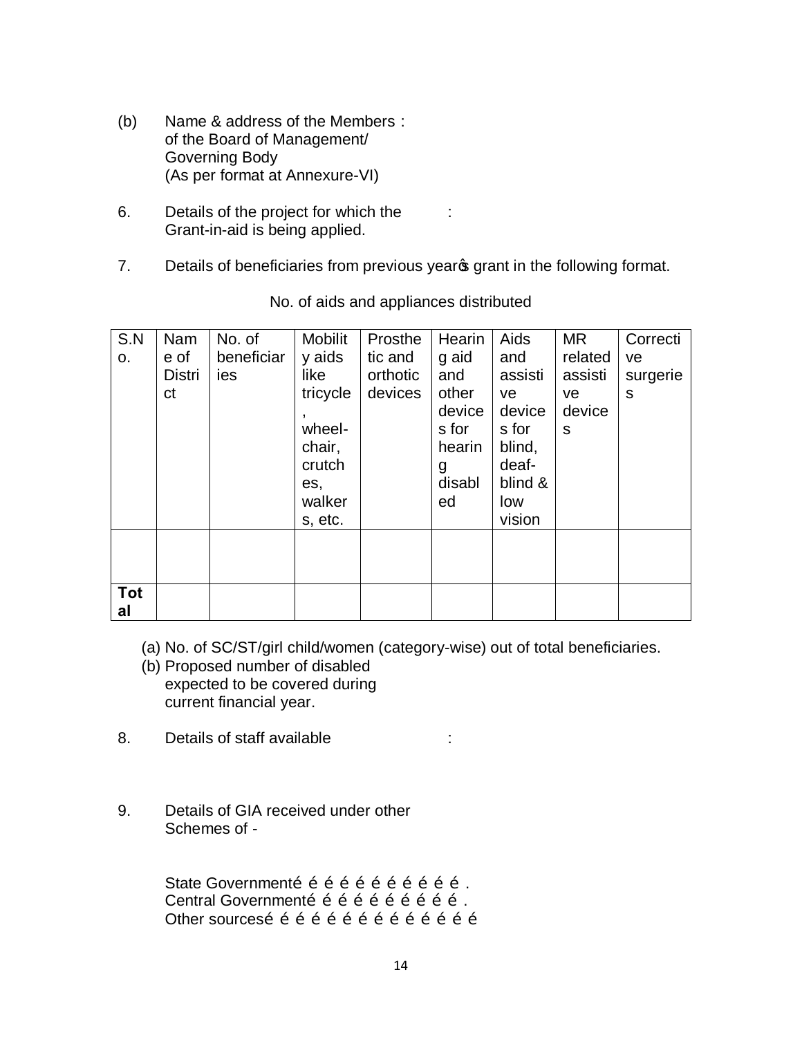(b) Name & address of the Members of the Board of Management/ Governing Body (As per format at Annexure-VI) :

6. Details of the project for which the Grant-in-aid is being applied. :

7. Details of beneficiaries from previous yearφs grant in the following format.

No. of aids and appliances distributed

| S.No. | Name of District | No. of beneficiaries | Mobility aids like tricycle, wheel-chair, crutches, walkers, etc. | Prosthetic and orthotic devices | Hearing aid and other devices for hearing disabled | Aids and assistive devices for blind, deaf-blind & low vision | MR related assistive devices | Corrective surgeries |
|---|---|---|---|---|---|---|---|---|
| | | | | | | | | |
| **Total** | | | | | | | | |

(a) No. of SC/ST/girl child/women (category-wise) out of total beneficiaries.

(b) Proposed number of disabled expected to be covered during current financial year.

8. Details of staff available :

9. Details of GIA received under other Schemes of -

State Governmenté é é é é é é é é é é .
Central Governmenté é é é é é é é é é .
Other sourcesé é é é é é é é é é é é é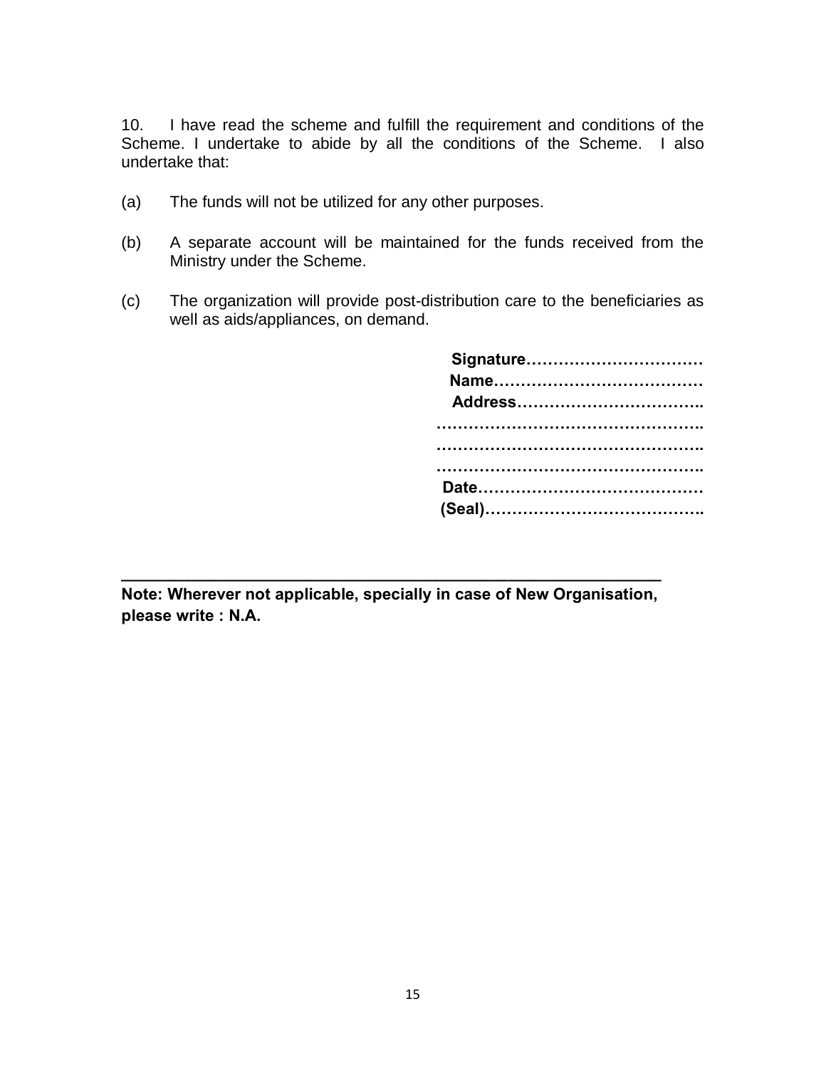10. I have read the scheme and fulfill the requirement and conditions of the Scheme. I undertake to abide by all the conditions of the Scheme. I also undertake that:

(a) The funds will not be utilized for any other purposes.

(b) A separate account will be maintained for the funds received from the Ministry under the Scheme.

(c) The organization will provide post-distribution care to the beneficiaries as well as aids/appliances, on demand.

**Signature……………………………**
**Name…………………………………**
**Address……………………………..**
**…………………………………………..**
**…………………………………………..**
**…………………………………………..**
**Date……………………………………**
**(Seal)…………………………………..**

---

**Note: Wherever not applicable, specially in case of New Organisation, please write : N.A.**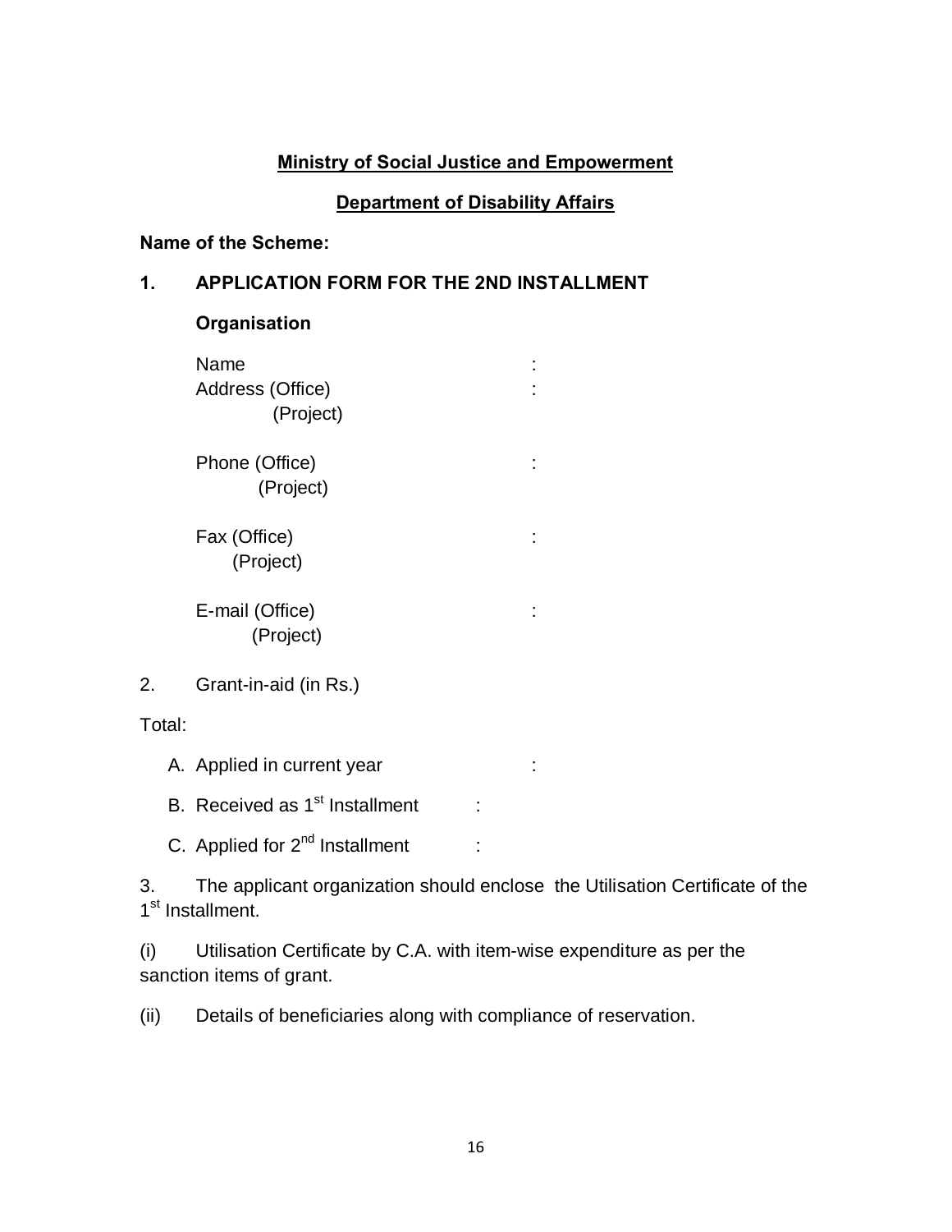**<u>Ministry of Social Justice and Empowerment</u>**

**<u>Department of Disability Affairs</u>**

**Name of the Scheme:**

**1. APPLICATION FORM FOR THE 2ND INSTALLMENT**

**Organisation**

Name :

Address (Office) :
(Project)

Phone (Office) :
(Project)

Fax (Office) :
(Project)

E-mail (Office) :
(Project)

2. Grant-in-aid (in Rs.)

Total:

A. Applied in current year :

B. Received as 1st Installment :

C. Applied for 2nd Installment :

3. The applicant organization should enclose the Utilisation Certificate of the 1st Installment.

(i) Utilisation Certificate by C.A. with item-wise expenditure as per the sanction items of grant.

(ii) Details of beneficiaries along with compliance of reservation.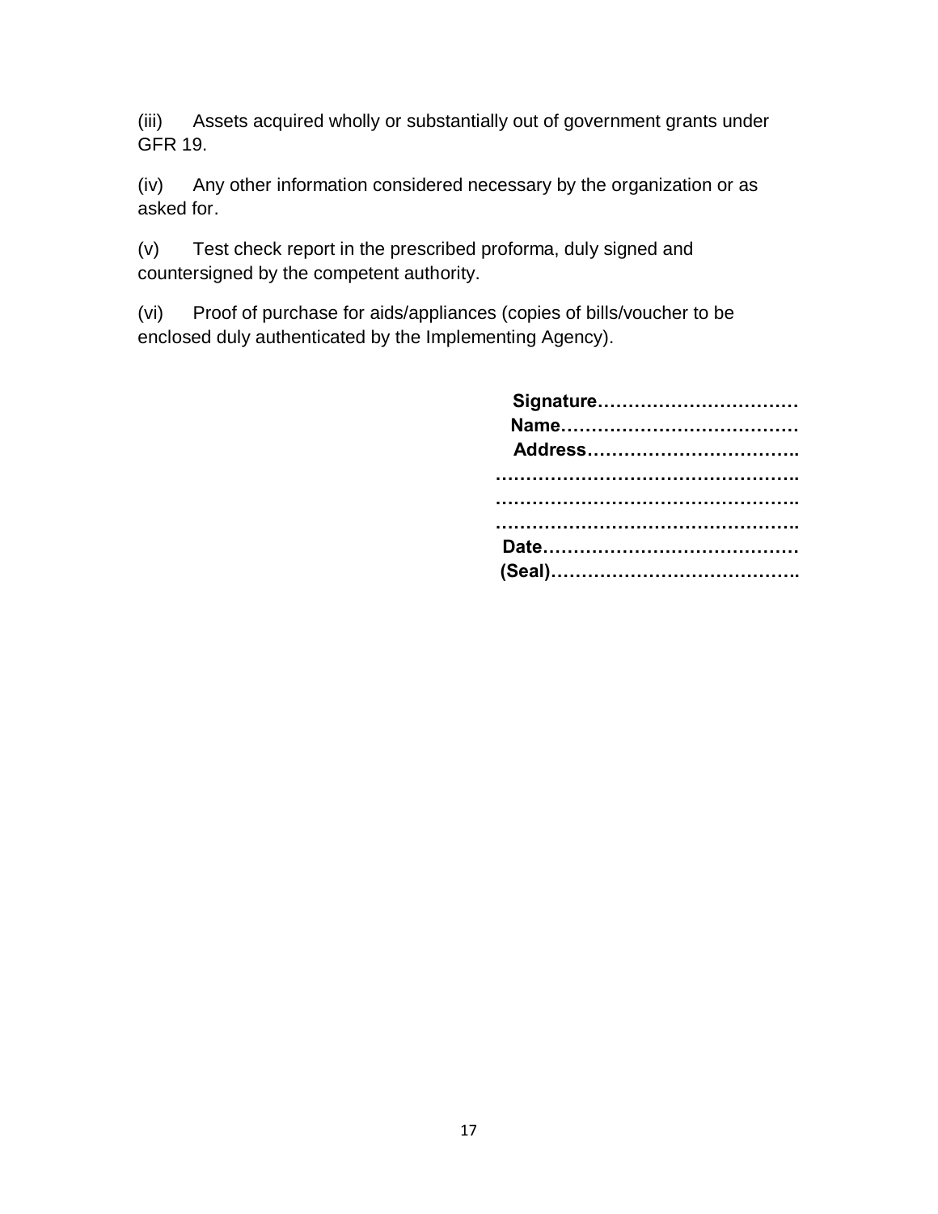(iii) Assets acquired wholly or substantially out of government grants under GFR 19.

(iv) Any other information considered necessary by the organization or as asked for.

(v) Test check report in the prescribed proforma, duly signed and countersigned by the competent authority.

(vi) Proof of purchase for aids/appliances (copies of bills/voucher to be enclosed duly authenticated by the Implementing Agency).

**Signature……………………………**
**Name…………………………………**
**Address……………………………..**
**…………………………………………..**
**…………………………………………..**
**…………………………………………..**
**Date……………………………………**
**(Seal)…………………………………..**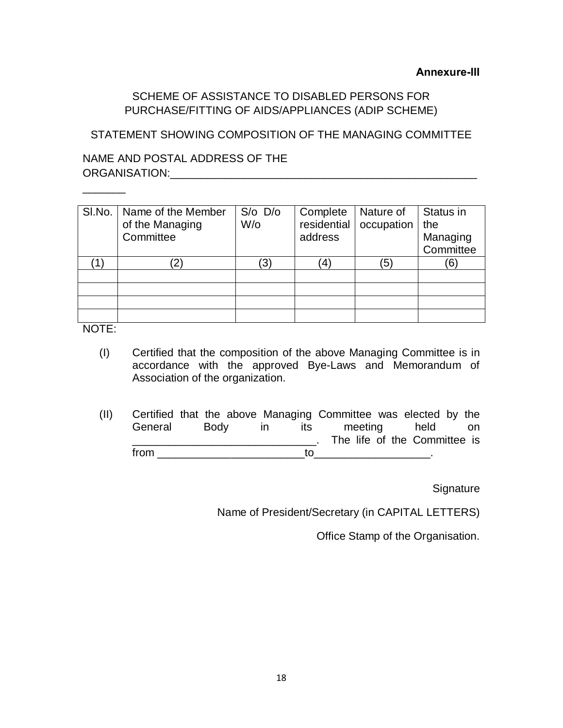**Annexure-III**

SCHEME OF ASSISTANCE TO DISABLED PERSONS FOR PURCHASE/FITTING OF AIDS/APPLIANCES (ADIP SCHEME)

STATEMENT SHOWING COMPOSITION OF THE MANAGING COMMITTEE

NAME AND POSTAL ADDRESS OF THE ORGANISATION:___________________________________________________________

| Sl.No. | Name of the Member of the Managing Committee | S/o D/o W/o | Complete residential address | Nature of occupation | Status in the Managing Committee |
|---|---|---|---|---|---|
| (1) | (2) | (3) | (4) | (5) | (6) |
| | | | | | |
| | | | | | |
| | | | | | |
| | | | | | |

NOTE:

(I) Certified that the composition of the above Managing Committee is in accordance with the approved Bye-Laws and Memorandum of Association of the organization.

(II) Certified that the above Managing Committee was elected by the General Body in its meeting held on ______________________________. The life of the Committee is from ________________________to___________________.

Signature

Name of President/Secretary (in CAPITAL LETTERS)

Office Stamp of the Organisation.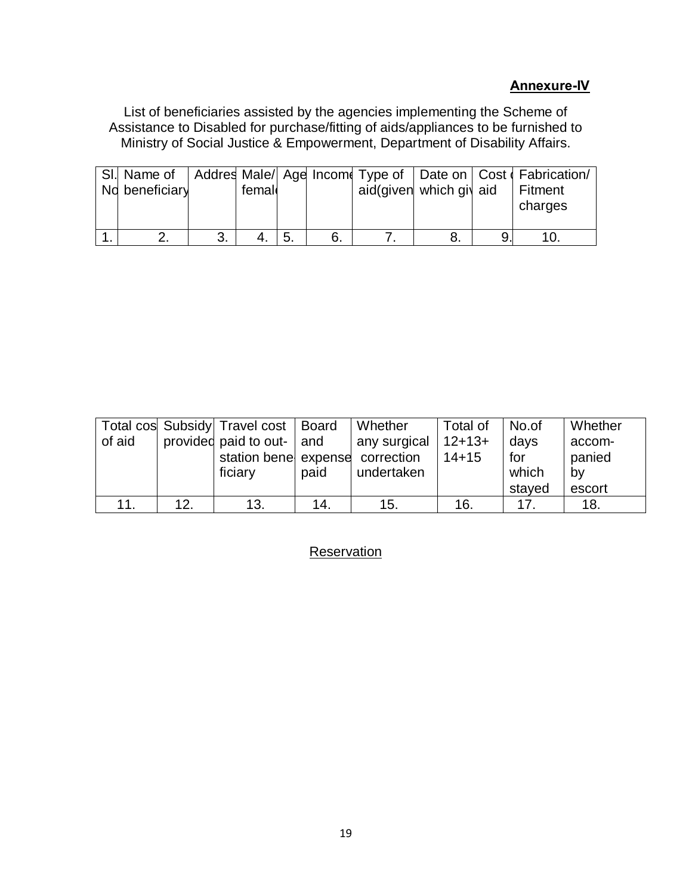**Annexure-IV**

List of beneficiaries assisted by the agencies implementing the Scheme of Assistance to Disabled for purchase/fitting of aids/appliances to be furnished to Ministry of Social Justice & Empowerment, Department of Disability Affairs.

| Sl. No | Name of beneficiary | Addres | Male/ femal | Age | Income | Type of aid(given | Date on which giv | Cost aid | Fabrication/ Fitment charges |
|---|---|---|---|---|---|---|---|---|---|
| 1. | 2. | 3. | 4. | 5. | 6. | 7. | 8. | 9. | 10. |

| Total cos of aid | Subsidy provided | Travel cost paid to out-station bene-ficiary | Board and expense paid | Whether any surgical correction undertaken | Total of 12+13+ 14+15 | No.of days for which stayed | Whether accom-panied by escort |
|---|---|---|---|---|---|---|---|
| 11. | 12. | 13. | 14. | 15. | 16. | 17. | 18. |

<u>Reservation</u>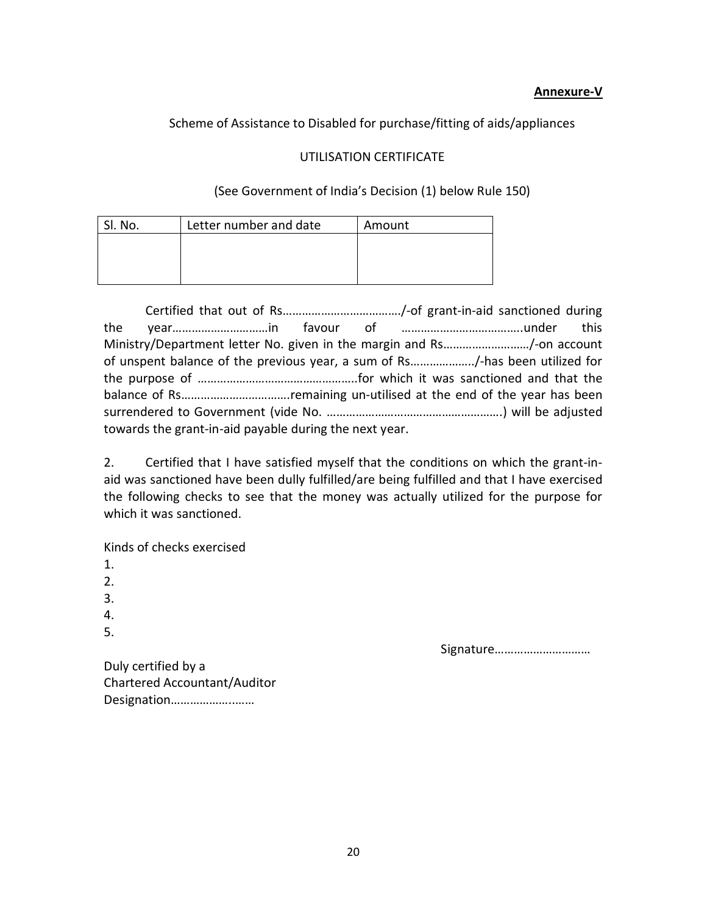**Annexure-V**

Scheme of Assistance to Disabled for purchase/fitting of aids/appliances

UTILISATION CERTIFICATE

(See Government of India's Decision (1) below Rule 150)

| Sl. No. | Letter number and date | Amount |
|---|---|---|
| | | |

Certified that out of Rs………………………………/-of grant-in-aid sanctioned during the year…………………………in favour of ………………………………..under this Ministry/Department letter No. given in the margin and Rs………………………/-on account of unspent balance of the previous year, a sum of Rs………………../-has been utilized for the purpose of …………………………………………..for which it was sanctioned and that the balance of Rs…………………………….remaining un-utilised at the end of the year has been surrendered to Government (vide No. ……………………………………………….) will be adjusted towards the grant-in-aid payable during the next year.

2. Certified that I have satisfied myself that the conditions on which the grant-in-aid was sanctioned have been dully fulfilled/are being fulfilled and that I have exercised the following checks to see that the money was actually utilized for the purpose for which it was sanctioned.

Kinds of checks exercised

1.
2.
3.
4.
5.

Signature…………………………

Duly certified by a
Chartered Accountant/Auditor
Designation……………….……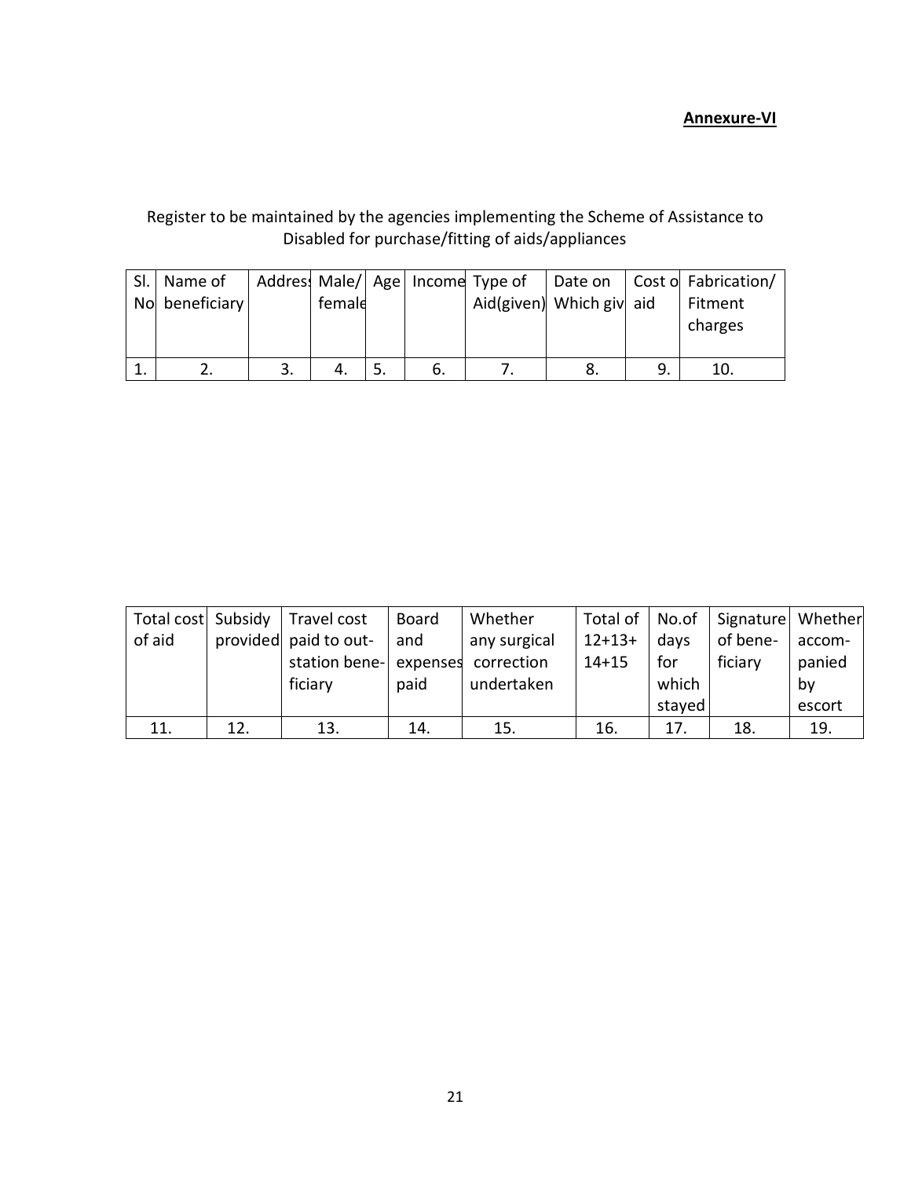**Annexure-VI**

Register to be maintained by the agencies implementing the Scheme of Assistance to Disabled for purchase/fitting of aids/appliances

| Sl. No | Name of beneficiary | Address | Male/ female | Age | Income | Type of Aid(given) | Date on Which given | Cost of aid | Fabrication/ Fitment charges |
|---|---|---|---|---|---|---|---|---|---|
| 1. | 2. | 3. | 4. | 5. | 6. | 7. | 8. | 9. | 10. |

| Total cost of aid | Subsidy provided | Travel cost paid to out-station bene-ficiary | Board and expenses paid | Whether any surgical correction undertaken | Total of 12+13+ 14+15 | No.of days for which stayed | Signature of bene-ficiary | Whether accom-panied by escort |
|---|---|---|---|---|---|---|---|---|
| 11. | 12. | 13. | 14. | 15. | 16. | 17. | 18. | 19. |